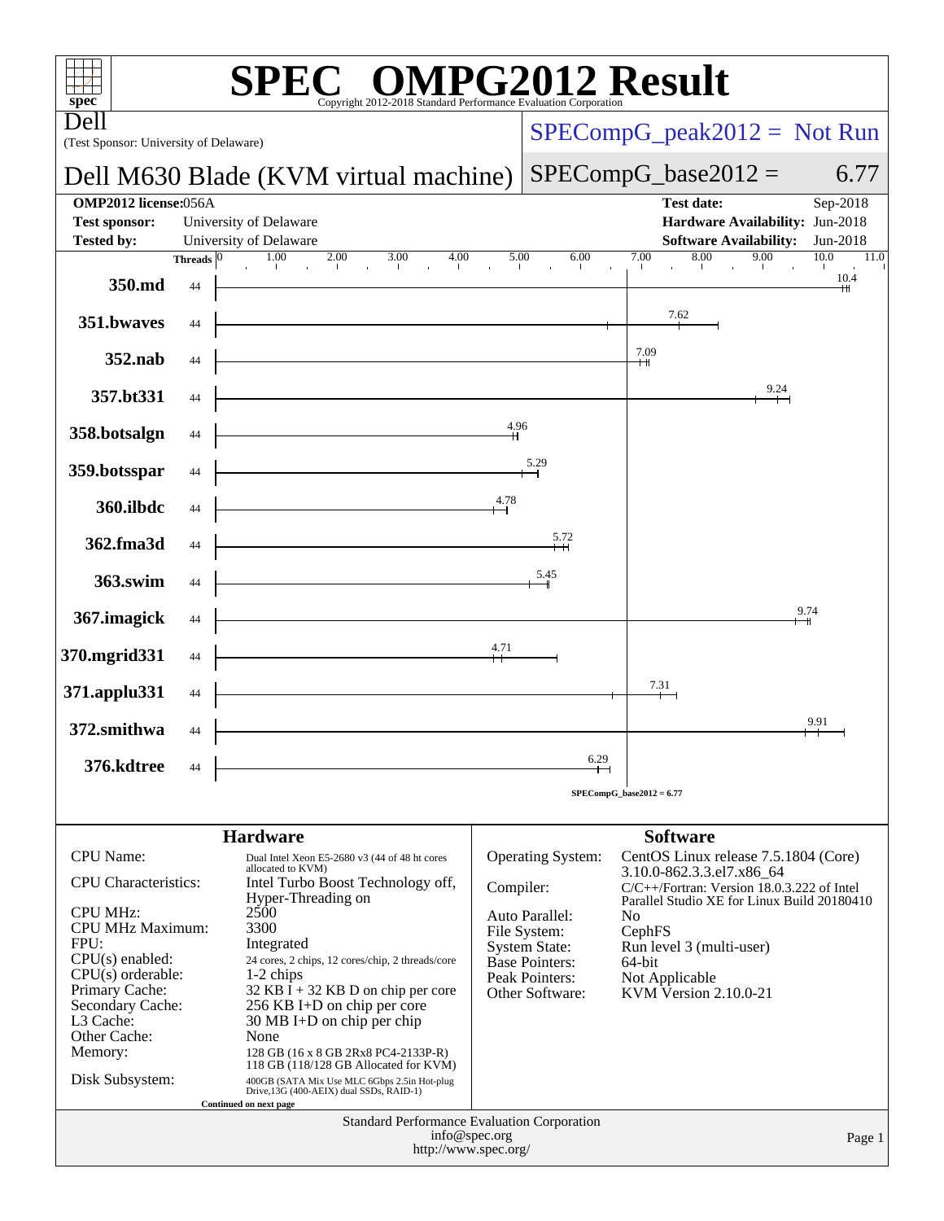# SPEC OMPG2012 Result

Copyright 2012-2018 Standard Performance Evaluation Corporation

**Dell**
(Test Sponsor: University of Delaware)

**Dell M630 Blade (KVM virtual machine)**

SPECompG_peak2012 = Not Run

SPECompG_base2012 = 6.77

| | | | |
|---|---|---|---|
| **OMP2012 license:** | 056A | **Test date:** | Sep-2018 |
| **Test sponsor:** | University of Delaware | **Hardware Availability:** | Jun-2018 |
| **Tested by:** | University of Delaware | **Software Availability:** | Jun-2018 |

| Benchmark | Threads | Base Ratio |
|---|---|---|
| 350.md | 44 | 10.4 |
| 351.bwaves | 44 | 7.62 |
| 352.nab | 44 | 7.09 |
| 357.bt331 | 44 | 9.24 |
| 358.botsalgn | 44 | 4.96 |
| 359.botsspar | 44 | 5.29 |
| 360.ilbdc | 44 | 4.78 |
| 362.fma3d | 44 | 5.72 |
| 363.swim | 44 | 5.45 |
| 367.imagick | 44 | 9.74 |
| 370.mgrid331 | 44 | 4.71 |
| 371.applu331 | 44 | 7.31 |
| 372.smithwa | 44 | 9.91 |
| 376.kdtree | 44 | 6.29 |

SPECompG_base2012 = 6.77

## Hardware

| | |
|---|---|
| CPU Name: | Dual Intel Xeon E5-2680 v3 (44 of 48 ht cores allocated to KVM) |
| CPU Characteristics: | Intel Turbo Boost Technology off, Hyper-Threading on |
| CPU MHz: | 2500 |
| CPU MHz Maximum: | 3300 |
| FPU: | Integrated |
| CPU(s) enabled: | 24 cores, 2 chips, 12 cores/chip, 2 threads/core |
| CPU(s) orderable: | 1-2 chips |
| Primary Cache: | 32 KB I + 32 KB D on chip per core |
| Secondary Cache: | 256 KB I+D on chip per core |
| L3 Cache: | 30 MB I+D on chip per chip |
| Other Cache: | None |
| Memory: | 128 GB (16 x 8 GB 2Rx8 PC4-2133P-R) 118 GB (118/128 GB Allocated for KVM) |
| Disk Subsystem: | 400GB (SATA Mix Use MLC 6Gbps 2.5in Hot-plug Drive,13G (400-AEIX) dual SSDs, RAID-1) |

Continued on next page

## Software

| | |
|---|---|
| Operating System: | CentOS Linux release 7.5.1804 (Core) 3.10.0-862.3.3.el7.x86_64 |
| Compiler: | C/C++/Fortran: Version 18.0.3.222 of Intel Parallel Studio XE for Linux Build 20180410 |
| Auto Parallel: | No |
| File System: | CephFS |
| System State: | Run level 3 (multi-user) |
| Base Pointers: | 64-bit |
| Peak Pointers: | Not Applicable |
| Other Software: | KVM Version 2.10.0-21 |

Standard Performance Evaluation Corporation
info@spec.org
http://www.spec.org/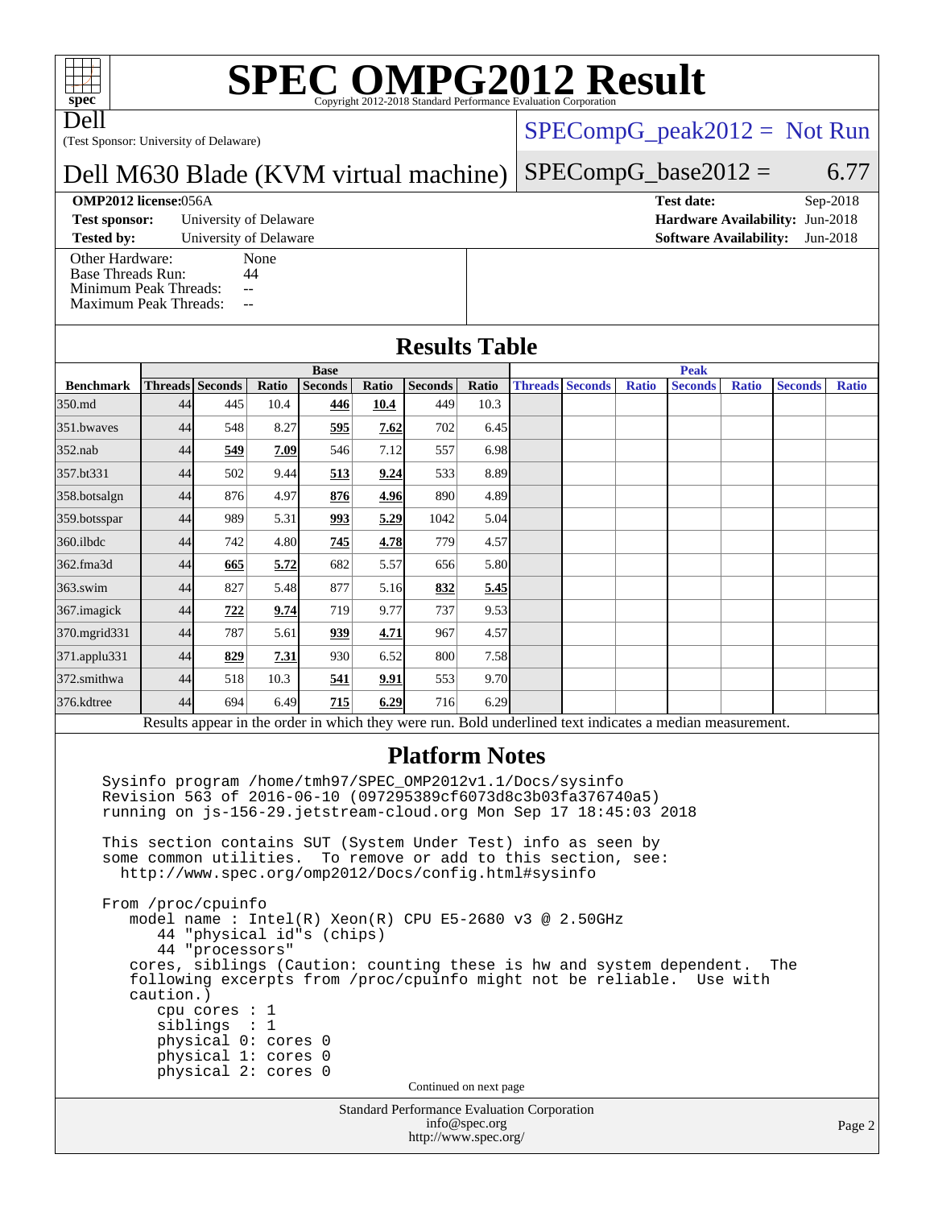# SPEC OMPG2012 Result

Copyright 2012-2018 Standard Performance Evaluation Corporation

Dell

(Test Sponsor: University of Delaware)

Dell M630 Blade (KVM virtual machine)

SPECompG_peak2012 = Not Run

SPECompG_base2012 = 6.77

**OMP2012 license:** 056A

**Test sponsor:** University of Delaware

**Tested by:** University of Delaware

**Test date:** Sep-2018

**Hardware Availability:** Jun-2018

**Software Availability:** Jun-2018

| | |
|---|---|
| Other Hardware: | None |
| Base Threads Run: | 44 |
| Minimum Peak Threads: | -- |
| Maximum Peak Threads: | -- |

## Results Table

| | Base | | | | | | | Peak | | | | | | |
|---|---|---|---|---|---|---|---|---|---|---|---|---|---|---|
| **Benchmark** | **Threads** | **Seconds** | **Ratio** | **Seconds** | **Ratio** | **Seconds** | **Ratio** | **Threads** | **Seconds** | **Ratio** | **Seconds** | **Ratio** | **Seconds** | **Ratio** |
| 350.md | 44 | 445 | 10.4 | **446** | **10.4** | 449 | 10.3 | | | | | | | |
| 351.bwaves | 44 | 548 | 8.27 | **595** | **7.62** | 702 | 6.45 | | | | | | | |
| 352.nab | 44 | **549** | **7.09** | 546 | 7.12 | 557 | 6.98 | | | | | | | |
| 357.bt331 | 44 | 502 | 9.44 | **513** | **9.24** | 533 | 8.89 | | | | | | | |
| 358.botsalgn | 44 | 876 | 4.97 | **876** | **4.96** | 890 | 4.89 | | | | | | | |
| 359.botsspar | 44 | 989 | 5.31 | **993** | **5.29** | 1042 | 5.04 | | | | | | | |
| 360.ilbdc | 44 | 742 | 4.80 | **745** | **4.78** | 779 | 4.57 | | | | | | | |
| 362.fma3d | 44 | **665** | **5.72** | 682 | 5.57 | 656 | 5.80 | | | | | | | |
| 363.swim | 44 | 827 | 5.48 | 877 | 5.16 | **832** | **5.45** | | | | | | | |
| 367.imagick | 44 | **722** | **9.74** | 719 | 9.77 | 737 | 9.53 | | | | | | | |
| 370.mgrid331 | 44 | 787 | 5.61 | **939** | **4.71** | 967 | 4.57 | | | | | | | |
| 371.applu331 | 44 | **829** | **7.31** | 930 | 6.52 | 800 | 7.58 | | | | | | | |
| 372.smithwa | 44 | 518 | 10.3 | **541** | **9.91** | 553 | 9.70 | | | | | | | |
| 376.kdtree | 44 | 694 | 6.49 | **715** | **6.29** | 716 | 6.29 | | | | | | | |

Results appear in the order in which they were run. Bold underlined text indicates a median measurement.

## Platform Notes

```
Sysinfo program /home/tmh97/SPEC_OMP2012v1.1/Docs/sysinfo
Revision 563 of 2016-06-10 (097295389cf6073d8c3b03fa376740a5)
running on js-156-29.jetstream-cloud.org Mon Sep 17 18:45:03 2018

This section contains SUT (System Under Test) info as seen by
some common utilities.  To remove or add to this section, see:
  http://www.spec.org/omp2012/Docs/config.html#sysinfo

From /proc/cpuinfo
   model name : Intel(R) Xeon(R) CPU E5-2680 v3 @ 2.50GHz
      44 "physical id"s (chips)
      44 "processors"
   cores, siblings (Caution: counting these is hw and system dependent.  The
   following excerpts from /proc/cpuinfo might not be reliable.  Use with
   caution.)
      cpu cores : 1
      siblings  : 1
      physical 0: cores 0
      physical 1: cores 0
      physical 2: cores 0
```

Continued on next page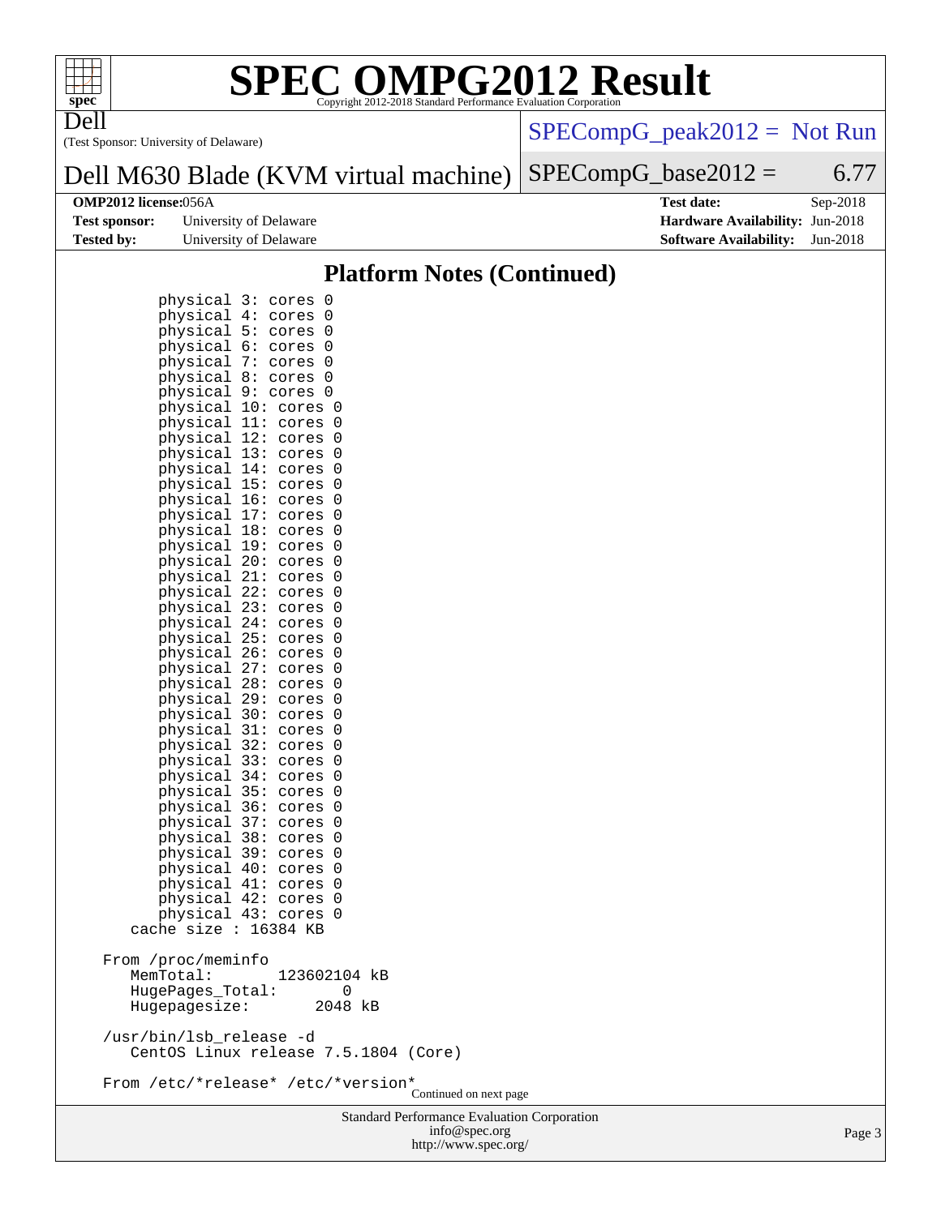# SPEC OMPG2012 Result

Copyright 2012-2018 Standard Performance Evaluation Corporation

Dell
(Test Sponsor: University of Delaware)

Dell M630 Blade (KVM virtual machine)

SPECompG_peak2012 = Not Run

SPECompG_base2012 = 6.77

| OMP2012 license: 056A | | Test date: | Sep-2018 |
|---|---|---|---|
| Test sponsor: | University of Delaware | Hardware Availability: | Jun-2018 |
| Tested by: | University of Delaware | Software Availability: | Jun-2018 |

## Platform Notes (Continued)

```
        physical 3: cores 0
        physical 4: cores 0
        physical 5: cores 0
        physical 6: cores 0
        physical 7: cores 0
        physical 8: cores 0
        physical 9: cores 0
        physical 10: cores 0
        physical 11: cores 0
        physical 12: cores 0
        physical 13: cores 0
        physical 14: cores 0
        physical 15: cores 0
        physical 16: cores 0
        physical 17: cores 0
        physical 18: cores 0
        physical 19: cores 0
        physical 20: cores 0
        physical 21: cores 0
        physical 22: cores 0
        physical 23: cores 0
        physical 24: cores 0
        physical 25: cores 0
        physical 26: cores 0
        physical 27: cores 0
        physical 28: cores 0
        physical 29: cores 0
        physical 30: cores 0
        physical 31: cores 0
        physical 32: cores 0
        physical 33: cores 0
        physical 34: cores 0
        physical 35: cores 0
        physical 36: cores 0
        physical 37: cores 0
        physical 38: cores 0
        physical 39: cores 0
        physical 40: cores 0
        physical 41: cores 0
        physical 42: cores 0
        physical 43: cores 0
     cache size : 16384 KB

  From /proc/meminfo
     MemTotal:       123602104 kB
     HugePages_Total:       0
     Hugepagesize:       2048 kB

  /usr/bin/lsb_release -d
     CentOS Linux release 7.5.1804 (Core)

  From /etc/*release* /etc/*version*
```

Continued on next page

Standard Performance Evaluation Corporation
info@spec.org
http://www.spec.org/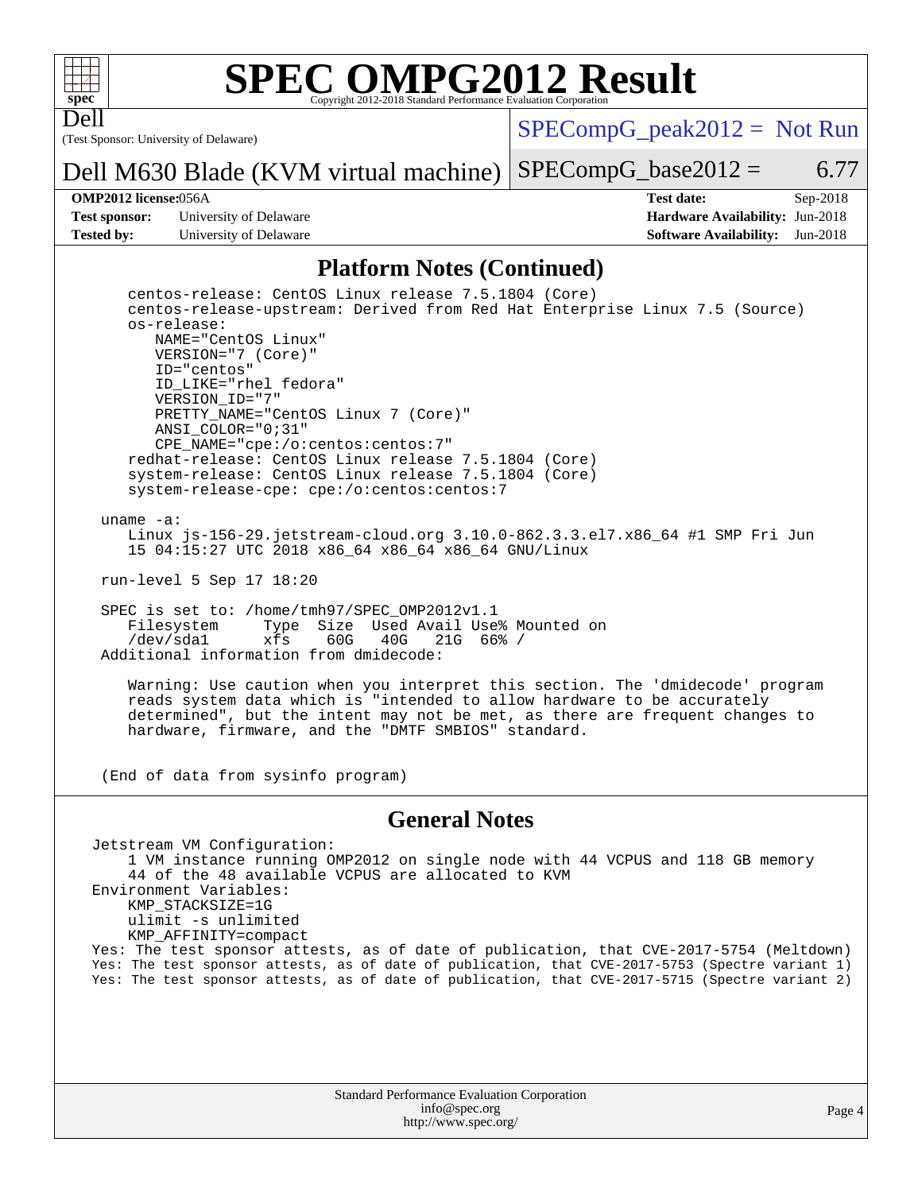## Platform Notes (Continued)

```
      centos-release: CentOS Linux release 7.5.1804 (Core)
      centos-release-upstream: Derived from Red Hat Enterprise Linux 7.5 (Source)
      os-release:
         NAME="CentOS Linux"
         VERSION="7 (Core)"
         ID="centos"
         ID_LIKE="rhel fedora"
         VERSION_ID="7"
         PRETTY_NAME="CentOS Linux 7 (Core)"
         ANSI_COLOR="0;31"
         CPE_NAME="cpe:/o:centos:centos:7"
      redhat-release: CentOS Linux release 7.5.1804 (Core)
      system-release: CentOS Linux release 7.5.1804 (Core)
      system-release-cpe: cpe:/o:centos:centos:7

    uname -a:
       Linux js-156-29.jetstream-cloud.org 3.10.0-862.3.3.el7.x86_64 #1 SMP Fri Jun
       15 04:15:27 UTC 2018 x86_64 x86_64 x86_64 GNU/Linux

    run-level 5 Sep 17 18:20

    SPEC is set to: /home/tmh97/SPEC_OMP2012v1.1
       Filesystem     Type  Size  Used Avail Use% Mounted on
       /dev/sda1      xfs    60G   40G   21G  66% /
    Additional information from dmidecode:

       Warning: Use caution when you interpret this section. The 'dmidecode' program
       reads system data which is "intended to allow hardware to be accurately
       determined", but the intent may not be met, as there are frequent changes to
       hardware, firmware, and the "DMTF SMBIOS" standard.

    (End of data from sysinfo program)
```

## General Notes

```
   Jetstream VM Configuration:
       1 VM instance running OMP2012 on single node with 44 VCPUS and 118 GB memory
       44 of the 48 available VCPUS are allocated to KVM
   Environment Variables:
       KMP_STACKSIZE=1G
       ulimit -s unlimited
       KMP_AFFINITY=compact
   Yes: The test sponsor attests, as of date of publication, that CVE-2017-5754 (Meltdown)
   Yes: The test sponsor attests, as of date of publication, that CVE-2017-5753 (Spectre variant 1)
   Yes: The test sponsor attests, as of date of publication, that CVE-2017-5715 (Spectre variant 2)
```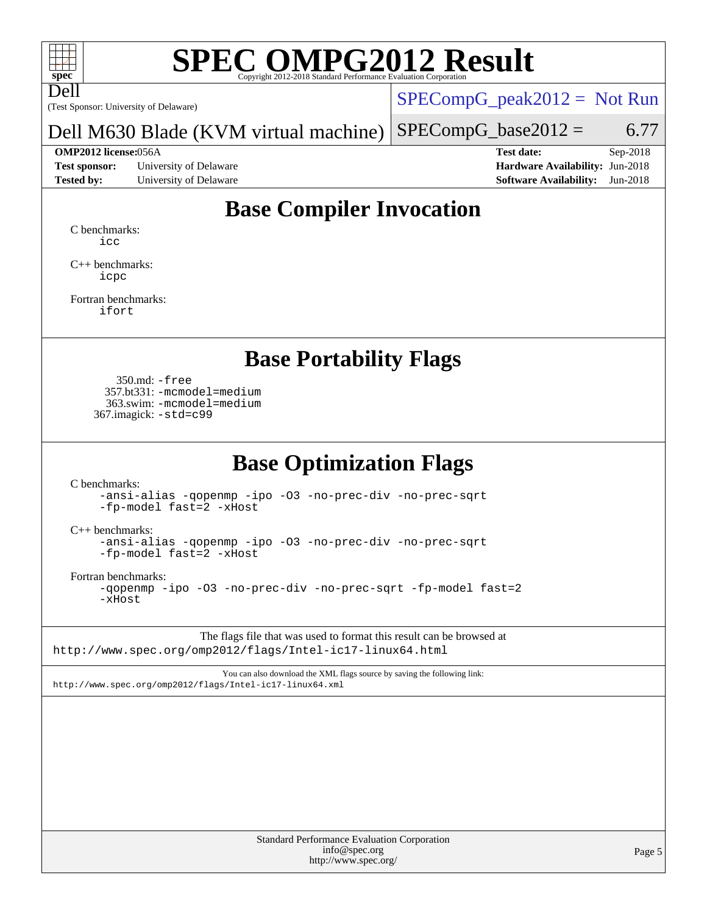# SPEC OMPG2012 Result

Copyright 2012-2018 Standard Performance Evaluation Corporation

Dell

(Test Sponsor: University of Delaware)

Dell M630 Blade (KVM virtual machine)

SPECompG_peak2012 = Not Run

SPECompG_base2012 = 6.77

| | | | |
|---|---|---|---|
| **OMP2012 license:** | 056A | **Test date:** | Sep-2018 |
| **Test sponsor:** | University of Delaware | **Hardware Availability:** | Jun-2018 |
| **Tested by:** | University of Delaware | **Software Availability:** | Jun-2018 |

## Base Compiler Invocation

C benchmarks:
```
icc
```

C++ benchmarks:
```
icpc
```

Fortran benchmarks:
```
ifort
```

## Base Portability Flags

350.md: `-free`
357.bt331: `-mcmodel=medium`
363.swim: `-mcmodel=medium`
367.imagick: `-std=c99`

## Base Optimization Flags

C benchmarks:
```
-ansi-alias -qopenmp -ipo -O3 -no-prec-div -no-prec-sqrt
-fp-model fast=2 -xHost
```

C++ benchmarks:
```
-ansi-alias -qopenmp -ipo -O3 -no-prec-div -no-prec-sqrt
-fp-model fast=2 -xHost
```

Fortran benchmarks:
```
-qopenmp -ipo -O3 -no-prec-div -no-prec-sqrt -fp-model fast=2
-xHost
```

The flags file that was used to format this result can be browsed at
http://www.spec.org/omp2012/flags/Intel-ic17-linux64.html

You can also download the XML flags source by saving the following link:
http://www.spec.org/omp2012/flags/Intel-ic17-linux64.xml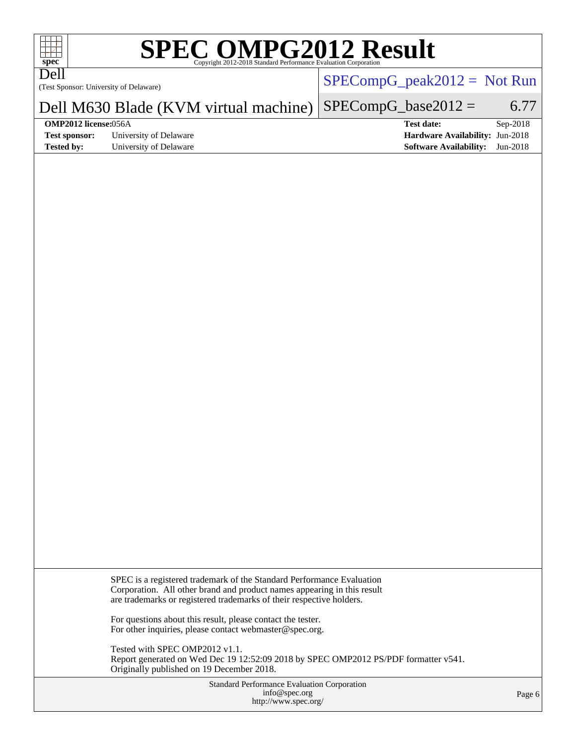SPEC is a registered trademark of the Standard Performance Evaluation Corporation. All other brand and product names appearing in this result are trademarks or registered trademarks of their respective holders.

For questions about this result, please contact the tester.
For other inquiries, please contact webmaster@spec.org.

Tested with SPEC OMP2012 v1.1.
Report generated on Wed Dec 19 12:52:09 2018 by SPEC OMP2012 PS/PDF formatter v541.
Originally published on 19 December 2018.